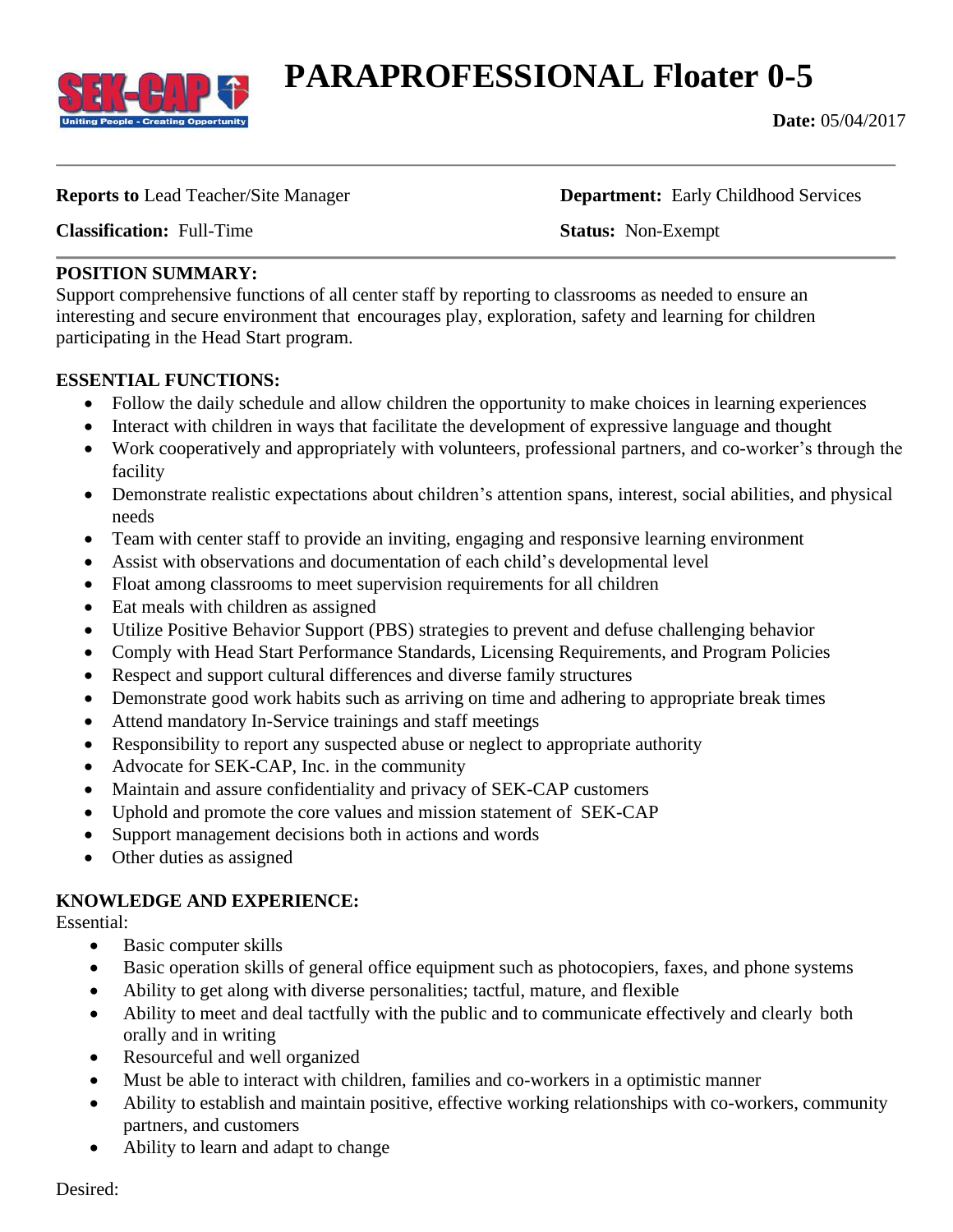# PARAPROFESSIONAL Floater 0-5

**Date:** 05/04/2017

**Reports to** Lead Teacher/Site Manager

**Department:** Early Childhood Services

**Classification:** Full-Time

**Status:** Non-Exempt

**POSITION SUMMARY:**

Support comprehensive functions of all center staff by reporting to classrooms as needed to ensure an interesting and secure environment that encourages play, exploration, safety and learning for children participating in the Head Start program.

**ESSENTIAL FUNCTIONS:**

- Follow the daily schedule and allow children the opportunity to make choices in learning experiences
- Interact with children in ways that facilitate the development of expressive language and thought
- Work cooperatively and appropriately with volunteers, professional partners, and co-worker's through the facility
- Demonstrate realistic expectations about children's attention spans, interest, social abilities, and physical needs
- Team with center staff to provide an inviting, engaging and responsive learning environment
- Assist with observations and documentation of each child's developmental level
- Float among classrooms to meet supervision requirements for all children
- Eat meals with children as assigned
- Utilize Positive Behavior Support (PBS) strategies to prevent and defuse challenging behavior
- Comply with Head Start Performance Standards, Licensing Requirements, and Program Policies
- Respect and support cultural differences and diverse family structures
- Demonstrate good work habits such as arriving on time and adhering to appropriate break times
- Attend mandatory In-Service trainings and staff meetings
- Responsibility to report any suspected abuse or neglect to appropriate authority
- Advocate for SEK-CAP, Inc. in the community
- Maintain and assure confidentiality and privacy of SEK-CAP customers
- Uphold and promote the core values and mission statement of SEK-CAP
- Support management decisions both in actions and words
- Other duties as assigned

**KNOWLEDGE AND EXPERIENCE:**

Essential:

- Basic computer skills
- Basic operation skills of general office equipment such as photocopiers, faxes, and phone systems
- Ability to get along with diverse personalities; tactful, mature, and flexible
- Ability to meet and deal tactfully with the public and to communicate effectively and clearly both orally and in writing
- Resourceful and well organized
- Must be able to interact with children, families and co-workers in a optimistic manner
- Ability to establish and maintain positive, effective working relationships with co-workers, community partners, and customers
- Ability to learn and adapt to change

Desired: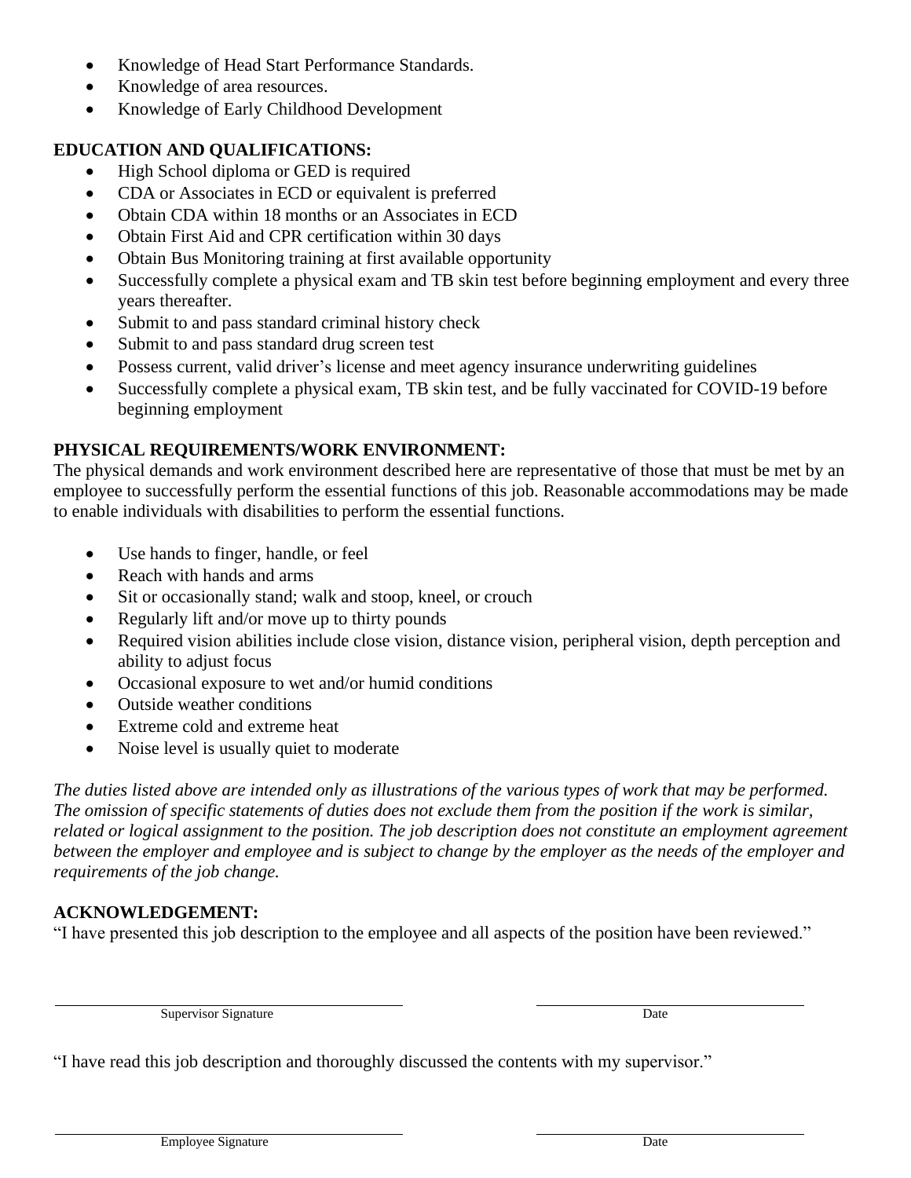- Knowledge of Head Start Performance Standards.
- Knowledge of area resources.
- Knowledge of Early Childhood Development

**EDUCATION AND QUALIFICATIONS:**

- High School diploma or GED is required
- CDA or Associates in ECD or equivalent is preferred
- Obtain CDA within 18 months or an Associates in ECD
- Obtain First Aid and CPR certification within 30 days
- Obtain Bus Monitoring training at first available opportunity
- Successfully complete a physical exam and TB skin test before beginning employment and every three years thereafter.
- Submit to and pass standard criminal history check
- Submit to and pass standard drug screen test
- Possess current, valid driver's license and meet agency insurance underwriting guidelines
- Successfully complete a physical exam, TB skin test, and be fully vaccinated for COVID-19 before beginning employment

**PHYSICAL REQUIREMENTS/WORK ENVIRONMENT:**

The physical demands and work environment described here are representative of those that must be met by an employee to successfully perform the essential functions of this job. Reasonable accommodations may be made to enable individuals with disabilities to perform the essential functions.

- Use hands to finger, handle, or feel
- Reach with hands and arms
- Sit or occasionally stand; walk and stoop, kneel, or crouch
- Regularly lift and/or move up to thirty pounds
- Required vision abilities include close vision, distance vision, peripheral vision, depth perception and ability to adjust focus
- Occasional exposure to wet and/or humid conditions
- Outside weather conditions
- Extreme cold and extreme heat
- Noise level is usually quiet to moderate

*The duties listed above are intended only as illustrations of the various types of work that may be performed. The omission of specific statements of duties does not exclude them from the position if the work is similar, related or logical assignment to the position. The job description does not constitute an employment agreement between the employer and employee and is subject to change by the employer as the needs of the employer and requirements of the job change.*

**ACKNOWLEDGEMENT:**

"I have presented this job description to the employee and all aspects of the position have been reviewed."

Supervisor Signature ______________________ Date ______________

"I have read this job description and thoroughly discussed the contents with my supervisor."

Employee Signature ______________________ Date ______________